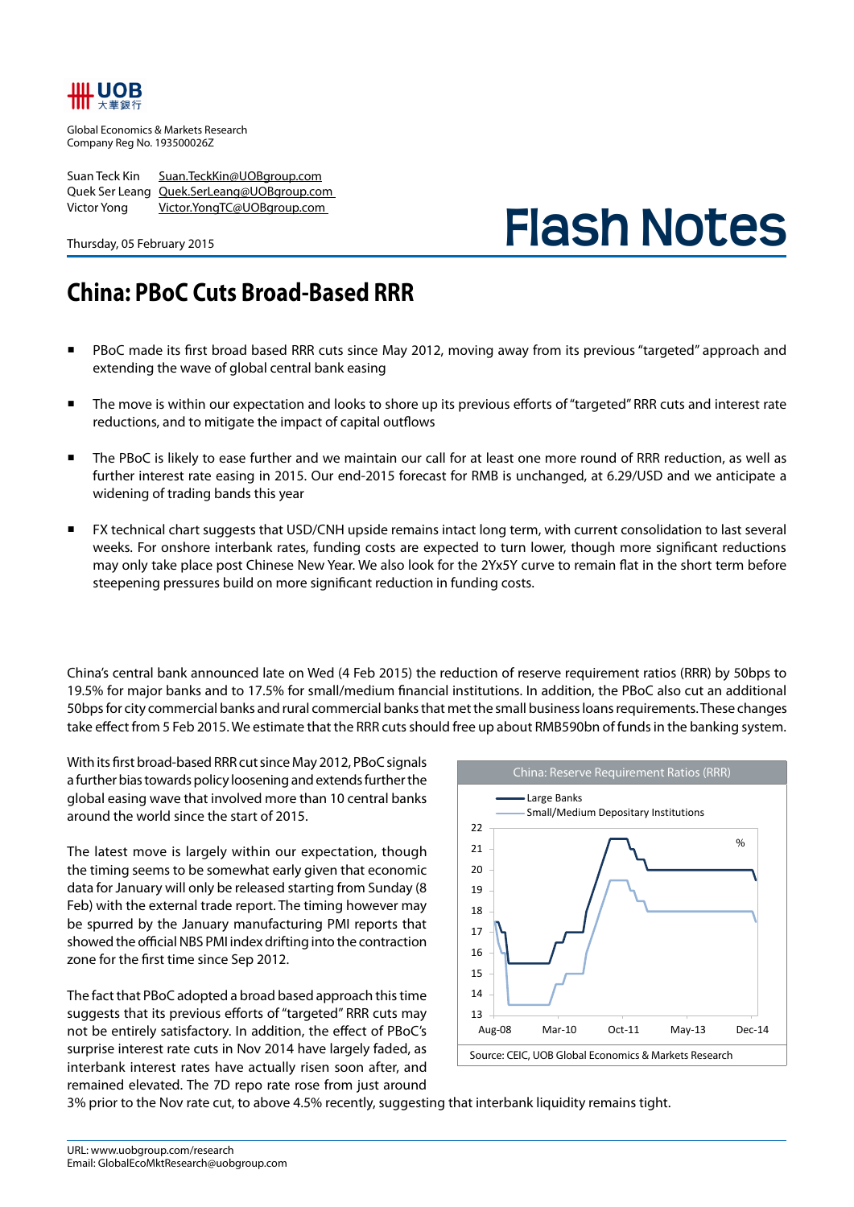Global Economics & Markets Research
Company Reg No. 193500026Z

Suan Teck Kin Suan.TeckKin@UOBgroup.com
Quek Ser Leang Quek.SerLeang@UOBgroup.com
Victor Yong Victor.YongTC@UOBgroup.com

Thursday, 05 February 2015

# Flash Notes

## China: PBoC Cuts Broad-Based RRR

- PBoC made its first broad based RRR cuts since May 2012, moving away from its previous "targeted" approach and extending the wave of global central bank easing
- The move is within our expectation and looks to shore up its previous efforts of "targeted" RRR cuts and interest rate reductions, and to mitigate the impact of capital outflows
- The PBoC is likely to ease further and we maintain our call for at least one more round of RRR reduction, as well as further interest rate easing in 2015. Our end-2015 forecast for RMB is unchanged, at 6.29/USD and we anticipate a widening of trading bands this year
- FX technical chart suggests that USD/CNH upside remains intact long term, with current consolidation to last several weeks. For onshore interbank rates, funding costs are expected to turn lower, though more significant reductions may only take place post Chinese New Year. We also look for the 2Yx5Y curve to remain flat in the short term before steepening pressures build on more significant reduction in funding costs.

China's central bank announced late on Wed (4 Feb 2015) the reduction of reserve requirement ratios (RRR) by 50bps to 19.5% for major banks and to 17.5% for small/medium financial institutions. In addition, the PBoC also cut an additional 50bps for city commercial banks and rural commercial banks that met the small business loans requirements. These changes take effect from 5 Feb 2015. We estimate that the RRR cuts should free up about RMB590bn of funds in the banking system.

With its first broad-based RRR cut since May 2012, PBoC signals a further bias towards policy loosening and extends further the global easing wave that involved more than 10 central banks around the world since the start of 2015.

The latest move is largely within our expectation, though the timing seems to be somewhat early given that economic data for January will only be released starting from Sunday (8 Feb) with the external trade report. The timing however may be spurred by the January manufacturing PMI reports that showed the official NBS PMI index drifting into the contraction zone for the first time since Sep 2012.

The fact that PBoC adopted a broad based approach this time suggests that its previous efforts of "targeted" RRR cuts may not be entirely satisfactory. In addition, the effect of PBoC's surprise interest rate cuts in Nov 2014 have largely faded, as interbank interest rates have actually risen soon after, and remained elevated. The 7D repo rate rose from just around 3% prior to the Nov rate cut, to above 4.5% recently, suggesting that interbank liquidity remains tight.

China: Reserve Requirement Ratios (RRR)

Source: CEIC, UOB Global Economics & Markets Research

URL: www.uobgroup.com/research
Email: GlobalEcoMktResearch@uobgroup.com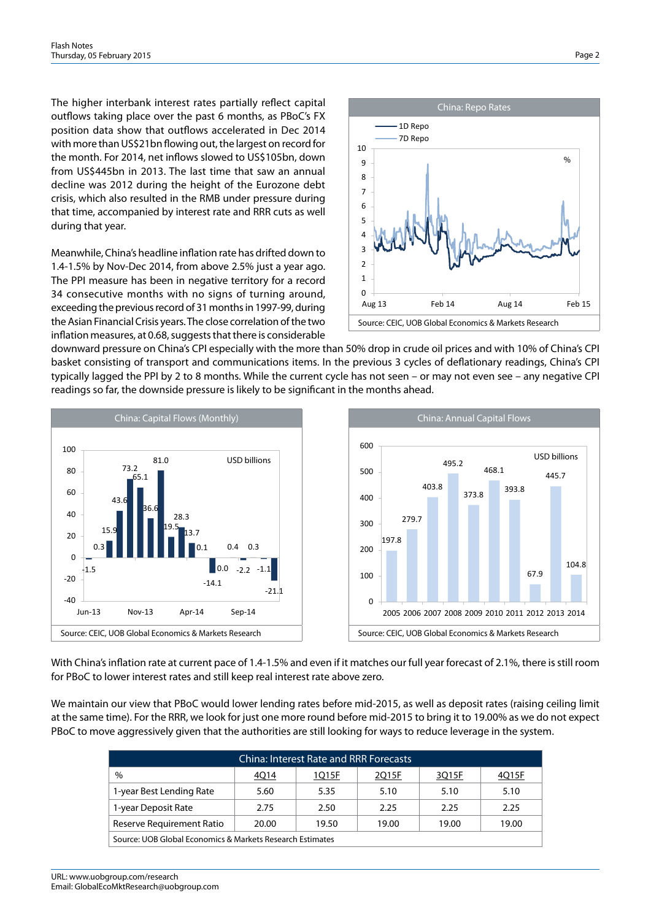The higher interbank interest rates partially reflect capital outflows taking place over the past 6 months, as PBoC's FX position data show that outflows accelerated in Dec 2014 with more than US$21bn flowing out, the largest on record for the month. For 2014, net inflows slowed to US$105bn, down from US$445bn in 2013. The last time that saw an annual decline was 2012 during the height of the Eurozone debt crisis, which also resulted in the RMB under pressure during that time, accompanied by interest rate and RRR cuts as well during that year.

Meanwhile, China's headline inflation rate has drifted down to 1.4-1.5% by Nov-Dec 2014, from above 2.5% just a year ago. The PPI measure has been in negative territory for a record 34 consecutive months with no signs of turning around, exceeding the previous record of 31 months in 1997-99, during the Asian Financial Crisis years. The close correlation of the two inflation measures, at 0.68, suggests that there is considerable downward pressure on China's CPI especially with the more than 50% drop in crude oil prices and with 10% of China's CPI basket consisting of transport and communications items. In the previous 3 cycles of deflationary readings, China's CPI typically lagged the PPI by 2 to 8 months. While the current cycle has not seen – or may not even see – any negative CPI readings so far, the downside pressure is likely to be significant in the months ahead.

**China: Repo Rates**

Source: CEIC, UOB Global Economics & Markets Research

**China: Capital Flows (Monthly)**

Source: CEIC, UOB Global Economics & Markets Research

**China: Annual Capital Flows**

Source: CEIC, UOB Global Economics & Markets Research

With China's inflation rate at current pace of 1.4-1.5% and even if it matches our full year forecast of 2.1%, there is still room for PBoC to lower interest rates and still keep real interest rate above zero.

We maintain our view that PBoC would lower lending rates before mid-2015, as well as deposit rates (raising ceiling limit at the same time). For the RRR, we look for just one more round before mid-2015 to bring it to 19.00% as we do not expect PBoC to move aggressively given that the authorities are still looking for ways to reduce leverage in the system.

**China: Interest Rate and RRR Forecasts**

| % | 4Q14 | 1Q15F | 2Q15F | 3Q15F | 4Q15F |
|---|---|---|---|---|---|
| 1-year Best Lending Rate | 5.60 | 5.35 | 5.10 | 5.10 | 5.10 |
| 1-year Deposit Rate | 2.75 | 2.50 | 2.25 | 2.25 | 2.25 |
| Reserve Requirement Ratio | 20.00 | 19.50 | 19.00 | 19.00 | 19.00 |

Source: UOB Global Economics & Markets Research Estimates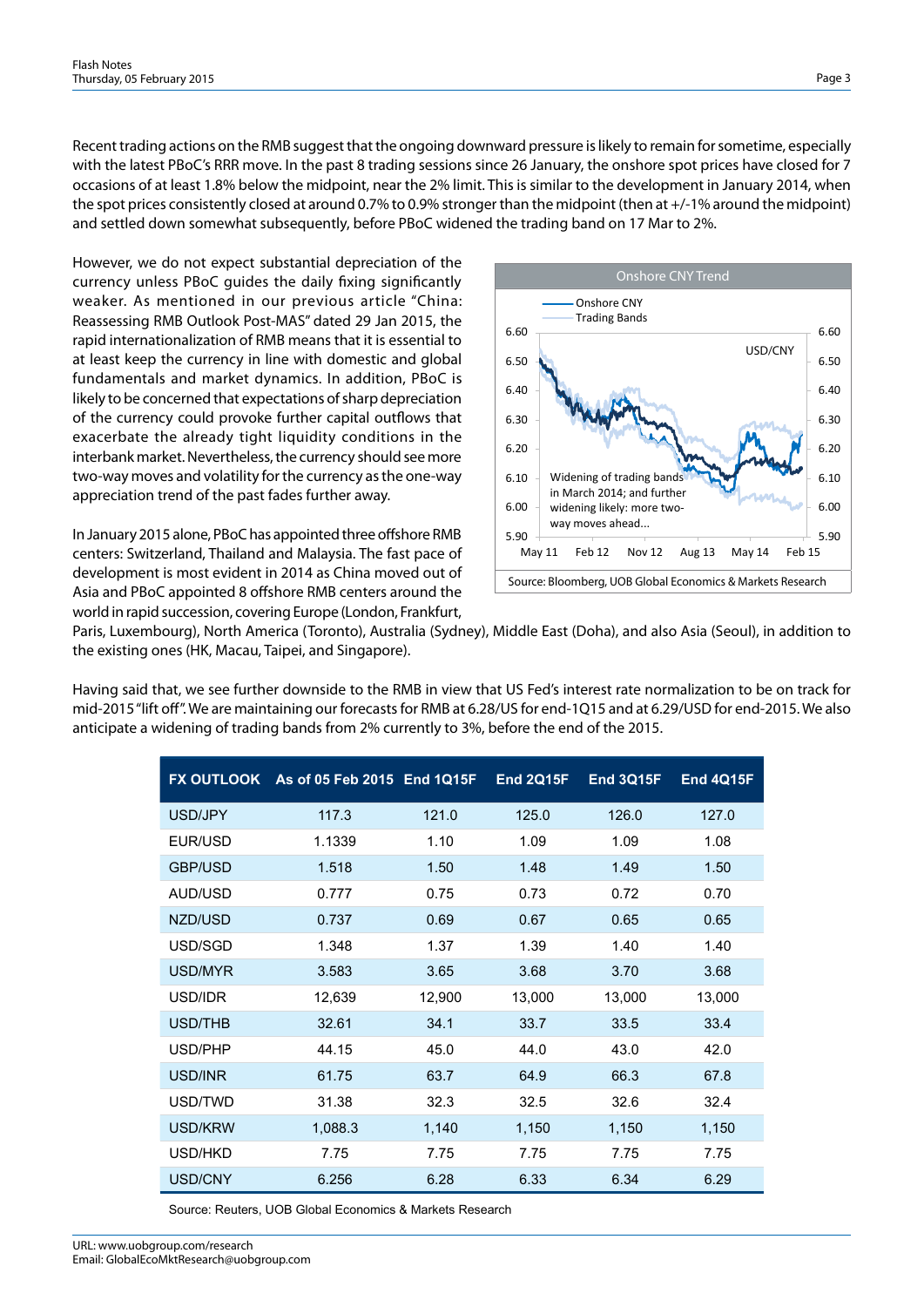Recent trading actions on the RMB suggest that the ongoing downward pressure is likely to remain for sometime, especially with the latest PBoC's RRR move. In the past 8 trading sessions since 26 January, the onshore spot prices have closed for 7 occasions of at least 1.8% below the midpoint, near the 2% limit. This is similar to the development in January 2014, when the spot prices consistently closed at around 0.7% to 0.9% stronger than the midpoint (then at +/-1% around the midpoint) and settled down somewhat subsequently, before PBoC widened the trading band on 17 Mar to 2%.

However, we do not expect substantial depreciation of the currency unless PBoC guides the daily fixing significantly weaker. As mentioned in our previous article "China: Reassessing RMB Outlook Post-MAS" dated 29 Jan 2015, the rapid internationalization of RMB means that it is essential to at least keep the currency in line with domestic and global fundamentals and market dynamics. In addition, PBoC is likely to be concerned that expectations of sharp depreciation of the currency could provoke further capital outflows that exacerbate the already tight liquidity conditions in the interbank market. Nevertheless, the currency should see more two-way moves and volatility for the currency as the one-way appreciation trend of the past fades further away.

**Onshore CNY Trend**

Source: Bloomberg, UOB Global Economics & Markets Research

In January 2015 alone, PBoC has appointed three offshore RMB centers: Switzerland, Thailand and Malaysia. The fast pace of development is most evident in 2014 as China moved out of Asia and PBoC appointed 8 offshore RMB centers around the world in rapid succession, covering Europe (London, Frankfurt, Paris, Luxembourg), North America (Toronto), Australia (Sydney), Middle East (Doha), and also Asia (Seoul), in addition to the existing ones (HK, Macau, Taipei, and Singapore).

Having said that, we see further downside to the RMB in view that US Fed's interest rate normalization to be on track for mid-2015 "lift off". We are maintaining our forecasts for RMB at 6.28/US for end-1Q15 and at 6.29/USD for end-2015. We also anticipate a widening of trading bands from 2% currently to 3%, before the end of the 2015.

| FX OUTLOOK | As of 05 Feb 2015 | End 1Q15F | End 2Q15F | End 3Q15F | End 4Q15F |
|---|---|---|---|---|---|
| USD/JPY | 117.3 | 121.0 | 125.0 | 126.0 | 127.0 |
| EUR/USD | 1.1339 | 1.10 | 1.09 | 1.09 | 1.08 |
| GBP/USD | 1.518 | 1.50 | 1.48 | 1.49 | 1.50 |
| AUD/USD | 0.777 | 0.75 | 0.73 | 0.72 | 0.70 |
| NZD/USD | 0.737 | 0.69 | 0.67 | 0.65 | 0.65 |
| USD/SGD | 1.348 | 1.37 | 1.39 | 1.40 | 1.40 |
| USD/MYR | 3.583 | 3.65 | 3.68 | 3.70 | 3.68 |
| USD/IDR | 12,639 | 12,900 | 13,000 | 13,000 | 13,000 |
| USD/THB | 32.61 | 34.1 | 33.7 | 33.5 | 33.4 |
| USD/PHP | 44.15 | 45.0 | 44.0 | 43.0 | 42.0 |
| USD/INR | 61.75 | 63.7 | 64.9 | 66.3 | 67.8 |
| USD/TWD | 31.38 | 32.3 | 32.5 | 32.6 | 32.4 |
| USD/KRW | 1,088.3 | 1,140 | 1,150 | 1,150 | 1,150 |
| USD/HKD | 7.75 | 7.75 | 7.75 | 7.75 | 7.75 |
| USD/CNY | 6.256 | 6.28 | 6.33 | 6.34 | 6.29 |

Source: Reuters, UOB Global Economics & Markets Research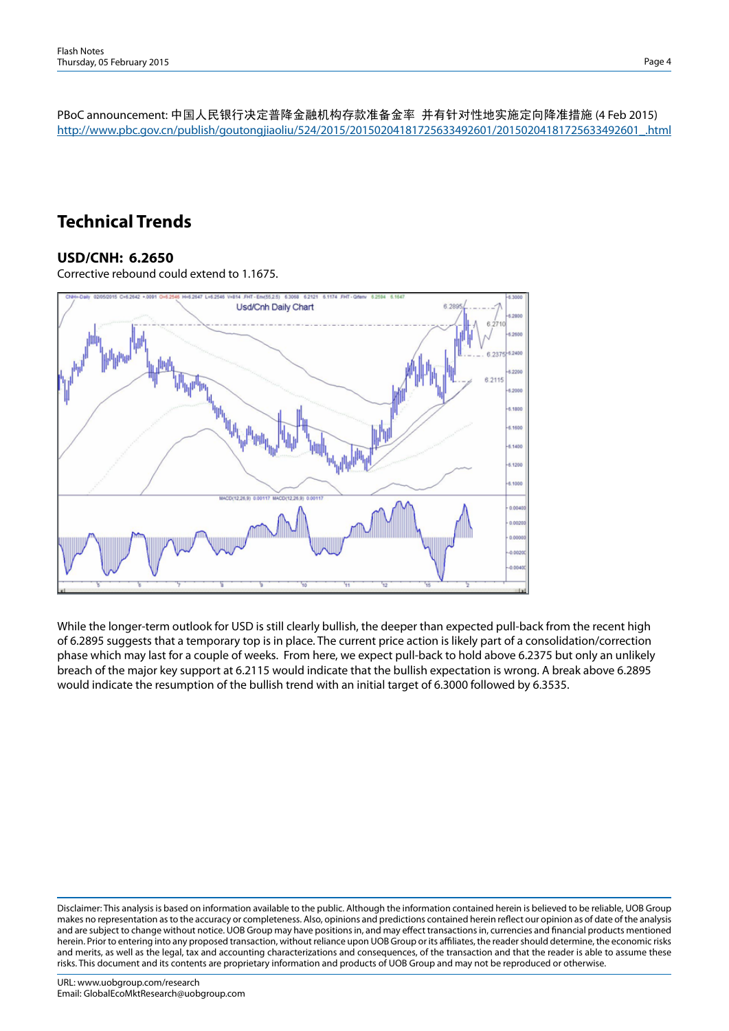PBoC announcement: 中国人民银行决定普降金融机构存款准备金率 并有针对性地实施定向降准措施 (4 Feb 2015)
http://www.pbc.gov.cn/publish/goutongjiaoliu/524/2015/20150204181725633492601/20150204181725633492601_.html

## Technical Trends

### USD/CNH: 6.2650

Corrective rebound could extend to 1.1675.

While the longer-term outlook for USD is still clearly bullish, the deeper than expected pull-back from the recent high of 6.2895 suggests that a temporary top is in place. The current price action is likely part of a consolidation/correction phase which may last for a couple of weeks. From here, we expect pull-back to hold above 6.2375 but only an unlikely breach of the major key support at 6.2115 would indicate that the bullish expectation is wrong. A break above 6.2895 would indicate the resumption of the bullish trend with an initial target of 6.3000 followed by 6.3535.

Disclaimer: This analysis is based on information available to the public. Although the information contained herein is believed to be reliable, UOB Group makes no representation as to the accuracy or completeness. Also, opinions and predictions contained herein reflect our opinion as of date of the analysis and are subject to change without notice. UOB Group may have positions in, and may effect transactions in, currencies and financial products mentioned herein. Prior to entering into any proposed transaction, without reliance upon UOB Group or its affiliates, the reader should determine, the economic risks and merits, as well as the legal, tax and accounting characterizations and consequences, of the transaction and that the reader is able to assume these risks. This document and its contents are proprietary information and products of UOB Group and may not be reproduced or otherwise.

URL: www.uobgroup.com/research
Email: GlobalEcoMktResearch@uobgroup.com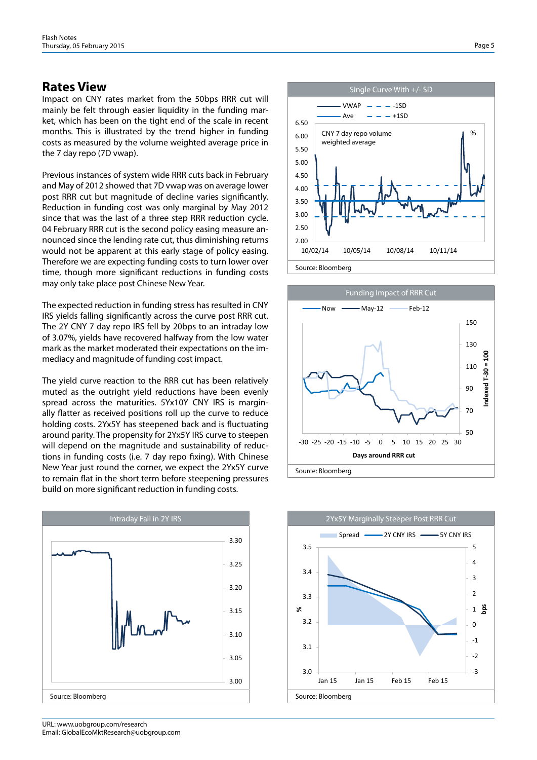## Rates View

Impact on CNY rates market from the 50bps RRR cut will mainly be felt through easier liquidity in the funding market, which has been on the tight end of the scale in recent months. This is illustrated by the trend higher in funding costs as measured by the volume weighted average price in the 7 day repo (7D vwap).

Previous instances of system wide RRR cuts back in February and May of 2012 showed that 7D vwap was on average lower post RRR cut but magnitude of decline varies significantly. Reduction in funding cost was only marginal by May 2012 since that was the last of a three step RRR reduction cycle. 04 February RRR cut is the second policy easing measure announced since the lending rate cut, thus diminishing returns would not be apparent at this early stage of policy easing. Therefore we are expecting funding costs to turn lower over time, though more significant reductions in funding costs may only take place post Chinese New Year.

The expected reduction in funding stress has resulted in CNY IRS yields falling significantly across the curve post RRR cut. The 2Y CNY 7 day repo IRS fell by 20bps to an intraday low of 3.07%, yields have recovered halfway from the low water mark as the market moderated their expectations on the immediacy and magnitude of funding cost impact.

The yield curve reaction to the RRR cut has been relatively muted as the outright yield reductions have been evenly spread across the maturities. 5Yx10Y CNY IRS is marginally flatter as received positions roll up the curve to reduce holding costs. 2Yx5Y has steepened back and is fluctuating around parity. The propensity for 2Yx5Y IRS curve to steepen will depend on the magnitude and sustainability of reductions in funding costs (i.e. 7 day repo fixing). With Chinese New Year just round the corner, we expect the 2Yx5Y curve to remain flat in the short term before steepening pressures build on more significant reduction in funding costs.

**Single Curve With +/- SD**

VWAP
Ave
-1SD
+1SD

CNY 7 day repo volume weighted average

%

6.50
6.00
5.50
5.00
4.50
4.00
3.50
3.00
2.50
2.00

10/02/14
10/05/14
10/08/14
10/11/14

Source: Bloomberg

**Funding Impact of RRR Cut**

Now
May-12
Feb-12

150
130
110
90
70
50

Indexed T-30 = 100

-30 -25 -20 -15 -10 -5 0 5 10 15 20 25 30

Days around RRR cut

Source: Bloomberg

**Intraday Fall in 2Y IRS**

3.30
3.25
3.20
3.15
3.10
3.05
3.00

Source: Bloomberg

**2Yx5Y Marginally Steeper Post RRR Cut**

Spread
2Y CNY IRS
5Y CNY IRS

%

3.5
3.4
3.3
3.2
3.1
3.0

bps

5
4
3
2
1
0
-1
-2
-3

Jan 15
Jan 15
Feb 15
Feb 15

Source: Bloomberg

URL: www.uobgroup.com/research
Email: GlobalEcoMktResearch@uobgroup.com